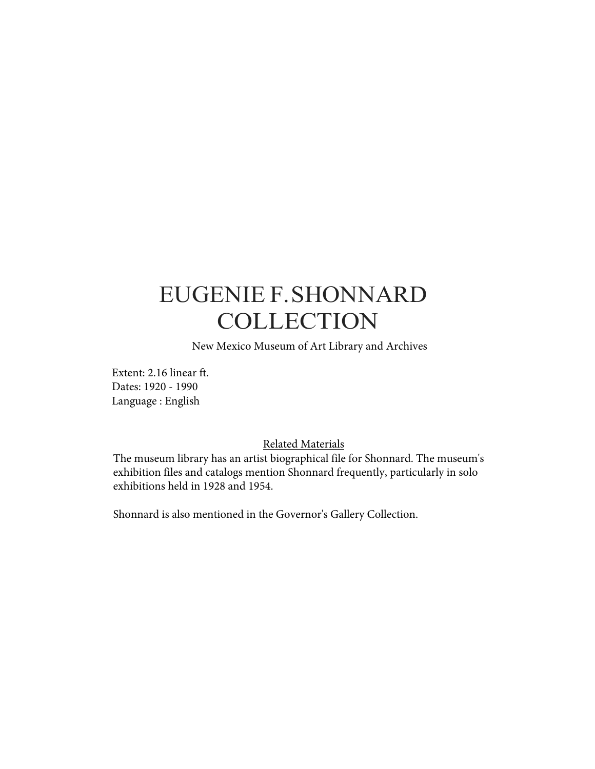# EUGENIE F. SHONNARD COLLECTION

New Mexico Museum of Art Library and Archives

Extent: 2.16 linear ft.
Dates: 1920 - 1990
Language : English

## Related Materials

The museum library has an artist biographical file for Shonnard. The museum's exhibition files and catalogs mention Shonnard frequently, particularly in solo exhibitions held in 1928 and 1954.

Shonnard is also mentioned in the Governor's Gallery Collection.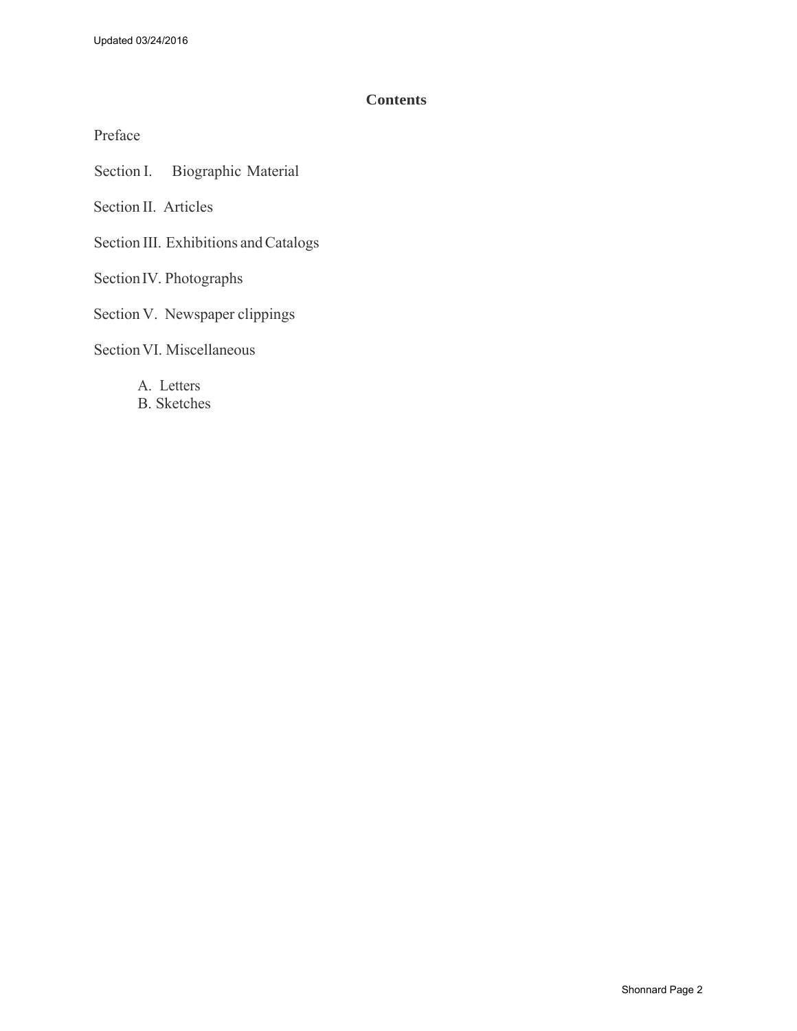## Contents

Preface

Section I. Biographic Material

Section II. Articles

Section III. Exhibitions and Catalogs

Section IV. Photographs

Section V. Newspaper clippings

Section VI. Miscellaneous

- A. Letters
- B. Sketches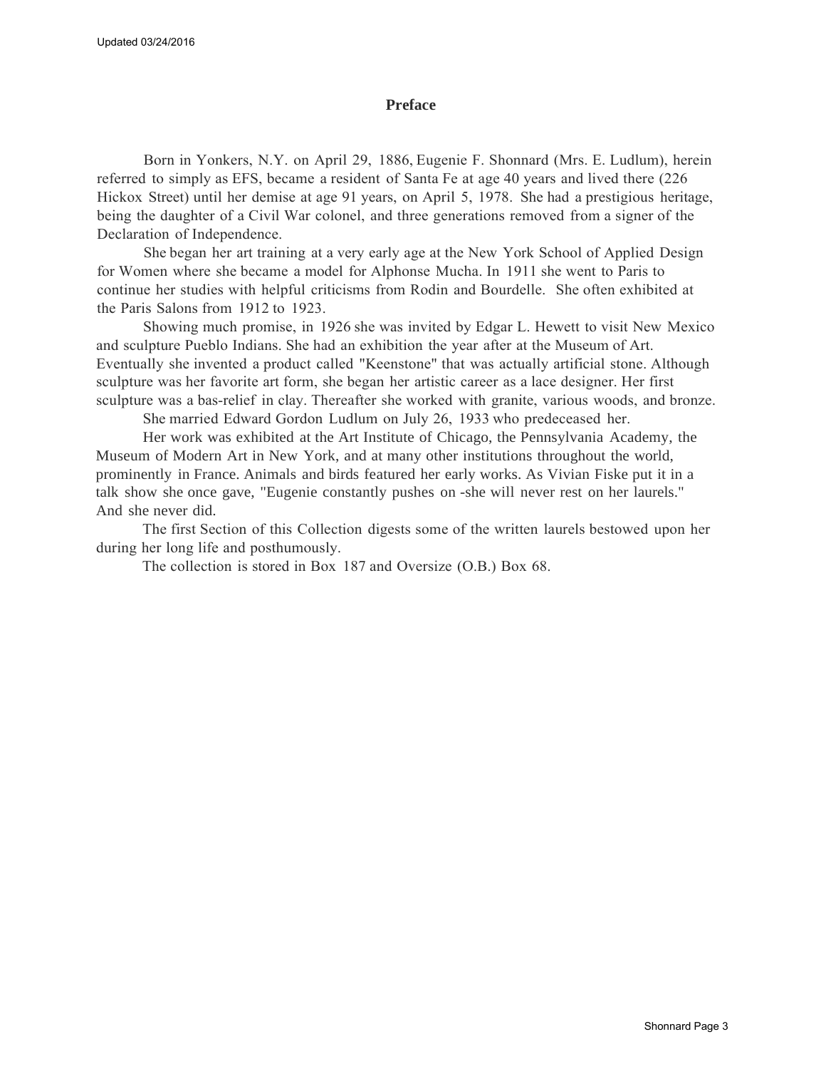## Preface

Born in Yonkers, N.Y. on April 29, 1886, Eugenie F. Shonnard (Mrs. E. Ludlum), herein referred to simply as EFS, became a resident of Santa Fe at age 40 years and lived there (226 Hickox Street) until her demise at age 91 years, on April 5, 1978. She had a prestigious heritage, being the daughter of a Civil War colonel, and three generations removed from a signer of the Declaration of Independence.

She began her art training at a very early age at the New York School of Applied Design for Women where she became a model for Alphonse Mucha. In 1911 she went to Paris to continue her studies with helpful criticisms from Rodin and Bourdelle. She often exhibited at the Paris Salons from 1912 to 1923.

Showing much promise, in 1926 she was invited by Edgar L. Hewett to visit New Mexico and sculpture Pueblo Indians. She had an exhibition the year after at the Museum of Art. Eventually she invented a product called "Keenstone" that was actually artificial stone. Although sculpture was her favorite art form, she began her artistic career as a lace designer. Her first sculpture was a bas-relief in clay. Thereafter she worked with granite, various woods, and bronze.

She married Edward Gordon Ludlum on July 26, 1933 who predeceased her.

Her work was exhibited at the Art Institute of Chicago, the Pennsylvania Academy, the Museum of Modern Art in New York, and at many other institutions throughout the world, prominently in France. Animals and birds featured her early works. As Vivian Fiske put it in a talk show she once gave, "Eugenie constantly pushes on -she will never rest on her laurels." And she never did.

The first Section of this Collection digests some of the written laurels bestowed upon her during her long life and posthumously.

The collection is stored in Box 187 and Oversize (O.B.) Box 68.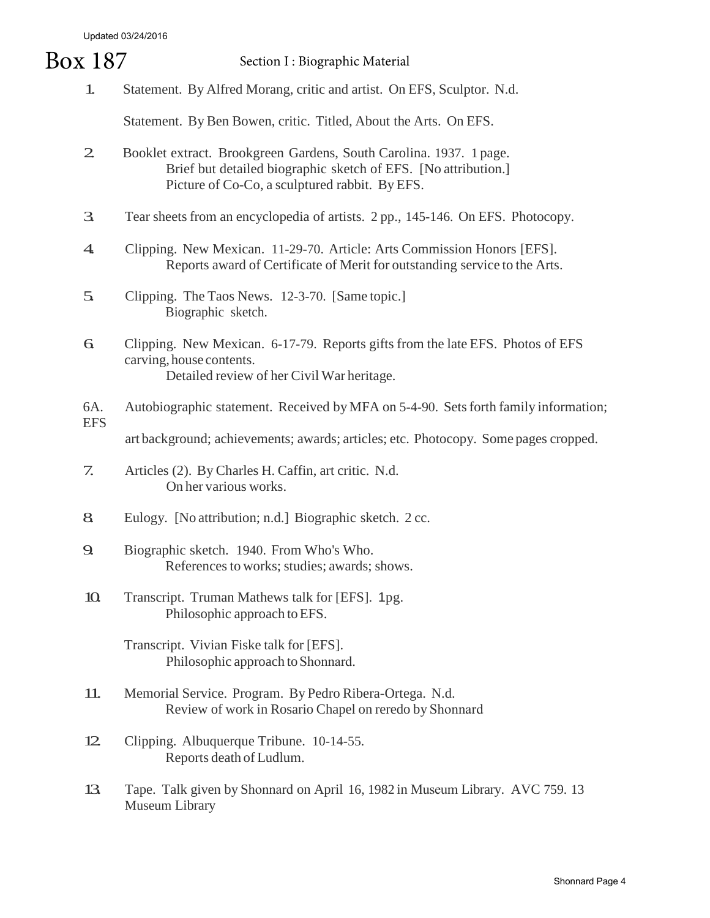Updated 03/24/2016

# Box 187

## Section I : Biographic Material

1. Statement. By Alfred Morang, critic and artist. On EFS, Sculptor. N.d.

   Statement. By Ben Bowen, critic. Titled, About the Arts. On EFS.

2. Booklet extract. Brookgreen Gardens, South Carolina. 1937. 1 page.
   Brief but detailed biographic sketch of EFS. [No attribution.]
   Picture of Co-Co, a sculptured rabbit. By EFS.

3. Tear sheets from an encyclopedia of artists. 2 pp., 145-146. On EFS. Photocopy.

4. Clipping. New Mexican. 11-29-70. Article: Arts Commission Honors [EFS].
   Reports award of Certificate of Merit for outstanding service to the Arts.

5. Clipping. The Taos News. 12-3-70. [Same topic.]
   Biographic sketch.

6. Clipping. New Mexican. 6-17-79. Reports gifts from the late EFS. Photos of EFS carving, house contents.
   Detailed review of her Civil War heritage.

6A. EFS Autobiographic statement. Received by MFA on 5-4-90. Sets forth family information; art background; achievements; awards; articles; etc. Photocopy. Some pages cropped.

7. Articles (2). By Charles H. Caffin, art critic. N.d.
   On her various works.

8. Eulogy. [No attribution; n.d.] Biographic sketch. 2 cc.

9. Biographic sketch. 1940. From Who's Who.
   References to works; studies; awards; shows.

10. Transcript. Truman Mathews talk for [EFS]. 1pg.
    Philosophic approach to EFS.

    Transcript. Vivian Fiske talk for [EFS].
    Philosophic approach to Shonnard.

11. Memorial Service. Program. By Pedro Ribera-Ortega. N.d.
    Review of work in Rosario Chapel on reredo by Shonnard

12. Clipping. Albuquerque Tribune. 10-14-55.
    Reports death of Ludlum.

13. Tape. Talk given by Shonnard on April 16, 1982 in Museum Library. AVC 759. 13 Museum Library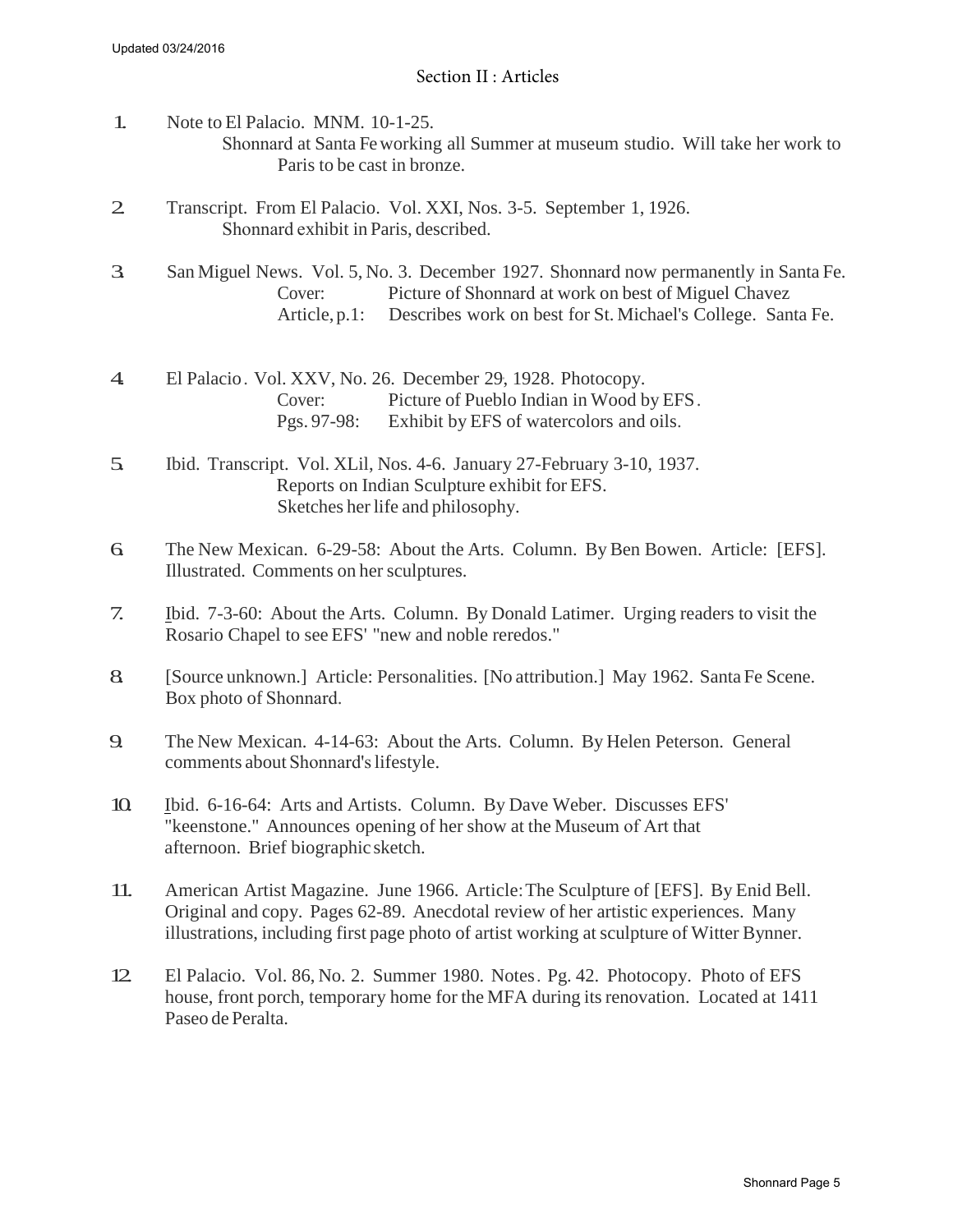Updated 03/24/2016

## Section II : Articles

1. Note to El Palacio. MNM. 10-1-25.
   Shonnard at Santa Fe working all Summer at museum studio. Will take her work to Paris to be cast in bronze.

2. Transcript. From El Palacio. Vol. XXI, Nos. 3-5. September 1, 1926.
   Shonnard exhibit in Paris, described.

3. San Miguel News. Vol. 5, No. 3. December 1927. Shonnard now permanently in Santa Fe.
   Cover: Picture of Shonnard at work on best of Miguel Chavez
   Article, p.1: Describes work on best for St. Michael's College. Santa Fe.

4. El Palacio. Vol. XXV, No. 26. December 29, 1928. Photocopy.
   Cover: Picture of Pueblo Indian in Wood by EFS.
   Pgs. 97-98: Exhibit by EFS of watercolors and oils.

5. Ibid. Transcript. Vol. XLil, Nos. 4-6. January 27-February 3-10, 1937.
   Reports on Indian Sculpture exhibit for EFS.
   Sketches her life and philosophy.

6. The New Mexican. 6-29-58: About the Arts. Column. By Ben Bowen. Article: [EFS]. Illustrated. Comments on her sculptures.

7. Ibid. 7-3-60: About the Arts. Column. By Donald Latimer. Urging readers to visit the Rosario Chapel to see EFS' "new and noble reredos."

8. [Source unknown.] Article: Personalities. [No attribution.] May 1962. Santa Fe Scene. Box photo of Shonnard.

9. The New Mexican. 4-14-63: About the Arts. Column. By Helen Peterson. General comments about Shonnard's lifestyle.

10. Ibid. 6-16-64: Arts and Artists. Column. By Dave Weber. Discusses EFS' "keenstone." Announces opening of her show at the Museum of Art that afternoon. Brief biographic sketch.

11. American Artist Magazine. June 1966. Article: The Sculpture of [EFS]. By Enid Bell. Original and copy. Pages 62-89. Anecdotal review of her artistic experiences. Many illustrations, including first page photo of artist working at sculpture of Witter Bynner.

12. El Palacio. Vol. 86, No. 2. Summer 1980. Notes. Pg. 42. Photocopy. Photo of EFS house, front porch, temporary home for the MFA during its renovation. Located at 1411 Paseo de Peralta.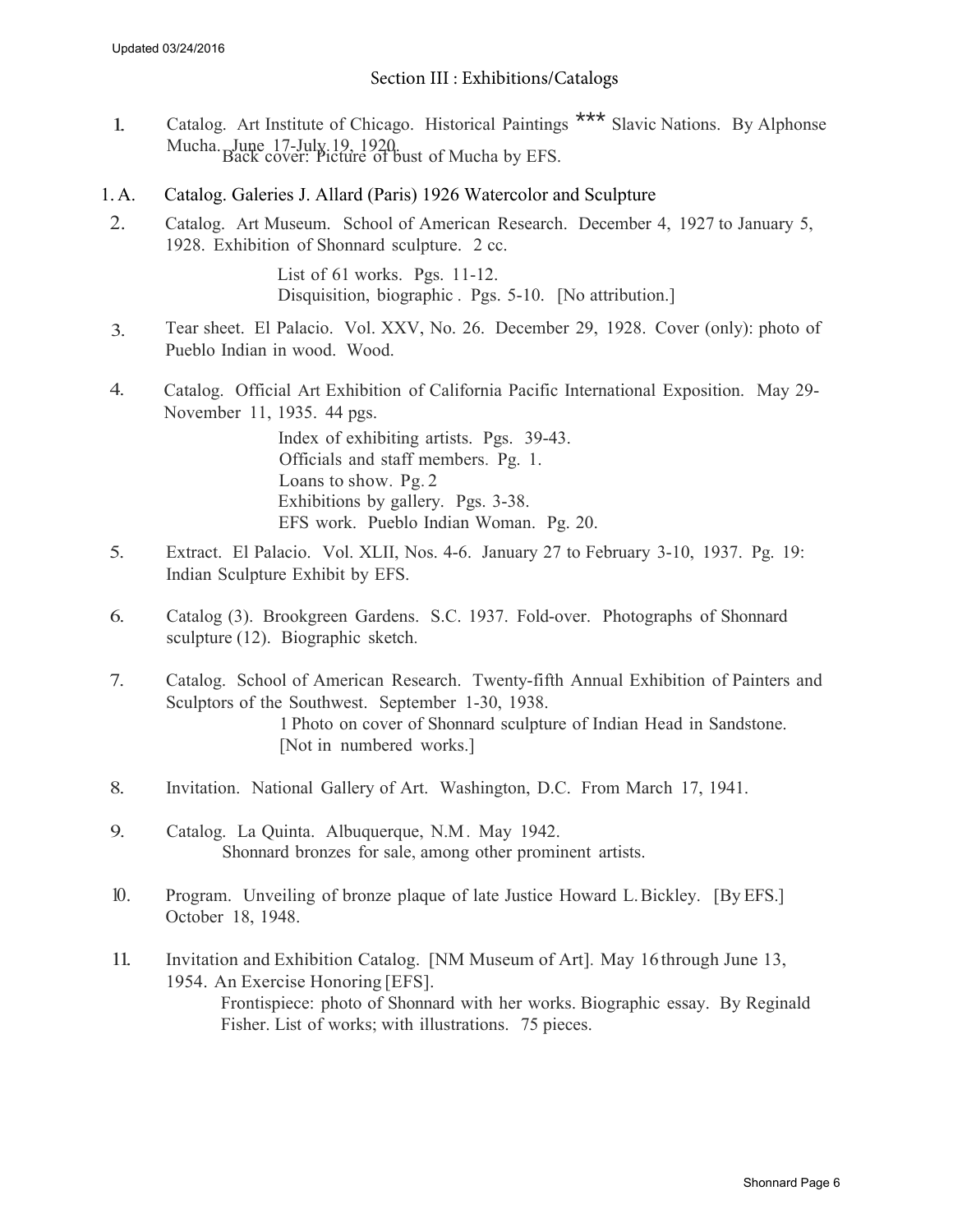## Section III : Exhibitions/Catalogs

1. Catalog. Art Institute of Chicago. Historical Paintings *** Slavic Nations. By Alphonse Mucha. June 17-July 19, 1920.
   Back cover: Picture of bust of Mucha by EFS.

1.A. Catalog. Galeries J. Allard (Paris) 1926 Watercolor and Sculpture

2. Catalog. Art Museum. School of American Research. December 4, 1927 to January 5, 1928. Exhibition of Shonnard sculpture. 2 cc.
   List of 61 works. Pgs. 11-12.
   Disquisition, biographic . Pgs. 5-10. [No attribution.]

3. Tear sheet. El Palacio. Vol. XXV, No. 26. December 29, 1928. Cover (only): photo of Pueblo Indian in wood. Wood.

4. Catalog. Official Art Exhibition of California Pacific International Exposition. May 29-November 11, 1935. 44 pgs.
   Index of exhibiting artists. Pgs. 39-43.
   Officials and staff members. Pg. 1.
   Loans to show. Pg. 2
   Exhibitions by gallery. Pgs. 3-38.
   EFS work. Pueblo Indian Woman. Pg. 20.

5. Extract. El Palacio. Vol. XLII, Nos. 4-6. January 27 to February 3-10, 1937. Pg. 19: Indian Sculpture Exhibit by EFS.

6. Catalog (3). Brookgreen Gardens. S.C. 1937. Fold-over. Photographs of Shonnard sculpture (12). Biographic sketch.

7. Catalog. School of American Research. Twenty-fifth Annual Exhibition of Painters and Sculptors of the Southwest. September 1-30, 1938.
   1 Photo on cover of Shonnard sculpture of Indian Head in Sandstone.
   [Not in numbered works.]

8. Invitation. National Gallery of Art. Washington, D.C. From March 17, 1941.

9. Catalog. La Quinta. Albuquerque, N.M. May 1942.
   Shonnard bronzes for sale, among other prominent artists.

10. Program. Unveiling of bronze plaque of late Justice Howard L. Bickley. [By EFS.] October 18, 1948.

11. Invitation and Exhibition Catalog. [NM Museum of Art]. May 16 through June 13, 1954. An Exercise Honoring [EFS].
    Frontispiece: photo of Shonnard with her works. Biographic essay. By Reginald Fisher. List of works; with illustrations. 75 pieces.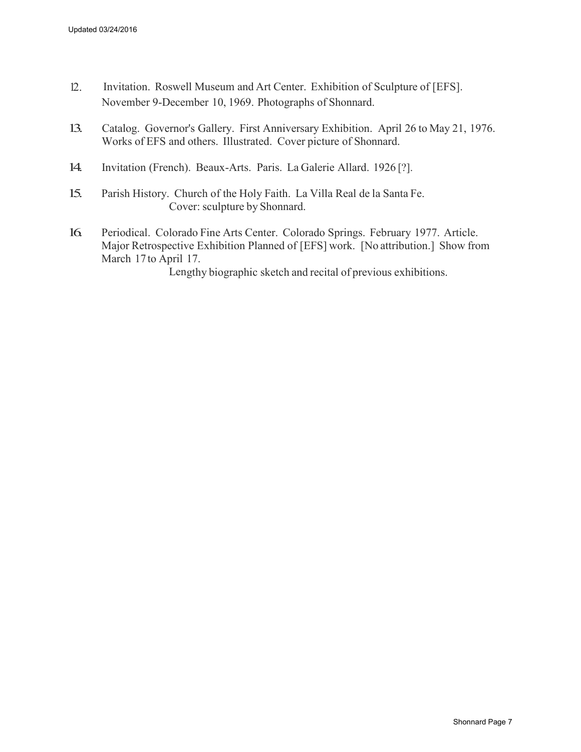12. Invitation. Roswell Museum and Art Center. Exhibition of Sculpture of [EFS]. November 9-December 10, 1969. Photographs of Shonnard.

13. Catalog. Governor's Gallery. First Anniversary Exhibition. April 26 to May 21, 1976. Works of EFS and others. Illustrated. Cover picture of Shonnard.

14. Invitation (French). Beaux-Arts. Paris. La Galerie Allard. 1926 [?].

15. Parish History. Church of the Holy Faith. La Villa Real de la Santa Fe.
    Cover: sculpture by Shonnard.

16. Periodical. Colorado Fine Arts Center. Colorado Springs. February 1977. Article. Major Retrospective Exhibition Planned of [EFS] work. [No attribution.] Show from March 17 to April 17.
    Lengthy biographic sketch and recital of previous exhibitions.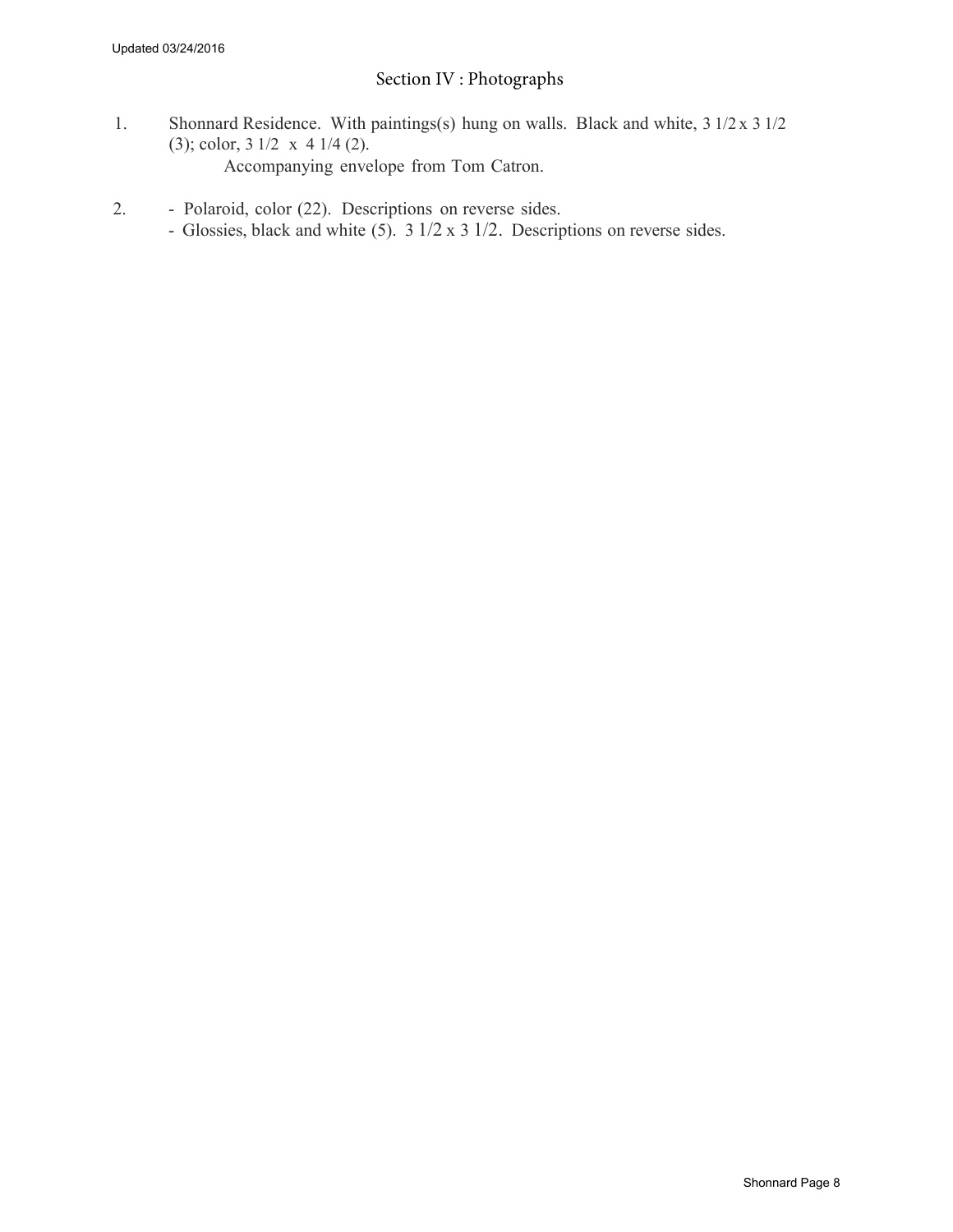## Section IV : Photographs

1. Shonnard Residence. With paintings(s) hung on walls. Black and white, 3 1/2 x 3 1/2 (3); color, 3 1/2 x 4 1/4 (2).
   
   Accompanying envelope from Tom Catron.

2. - Polaroid, color (22). Descriptions on reverse sides.
   - Glossies, black and white (5). 3 1/2 x 3 1/2. Descriptions on reverse sides.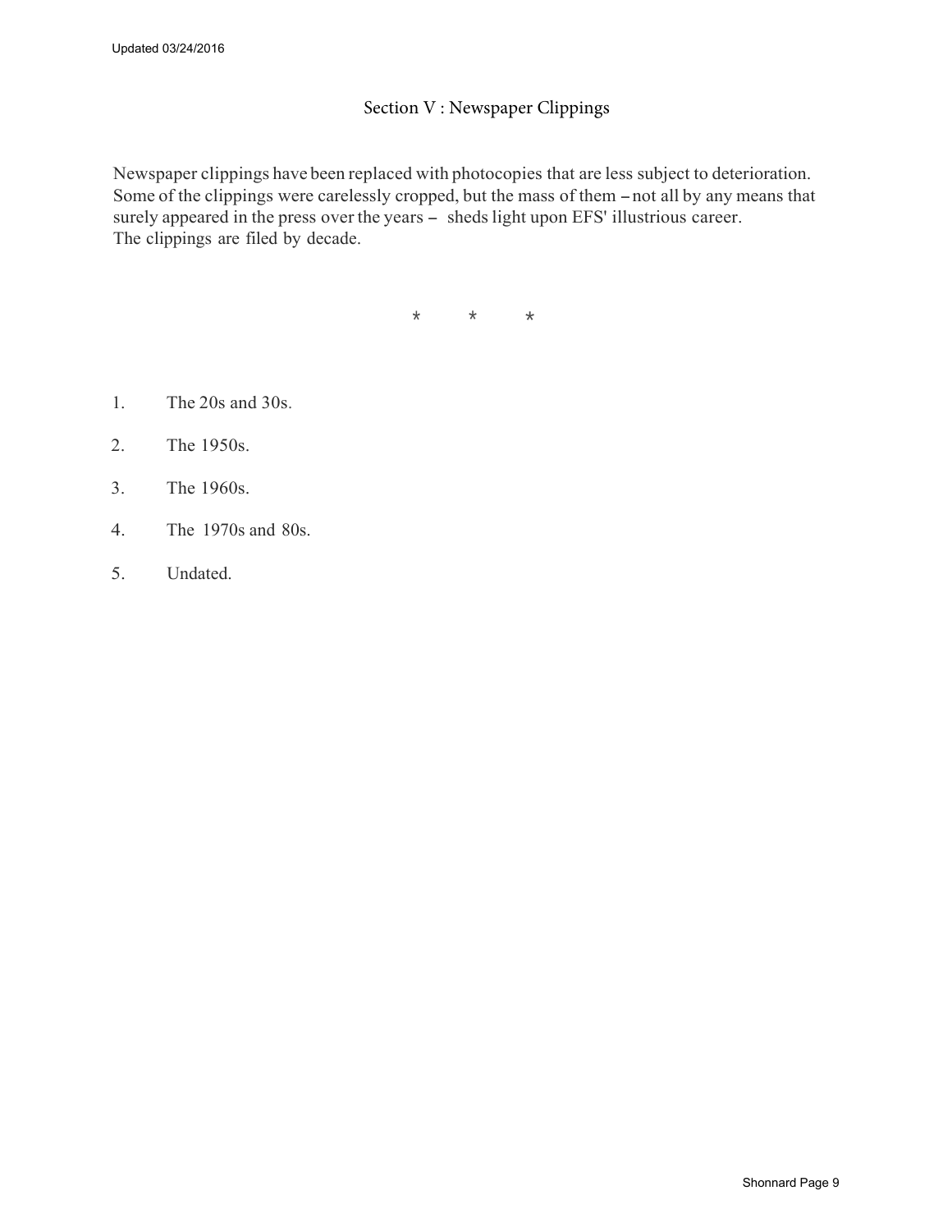## Section V : Newspaper Clippings

Newspaper clippings have been replaced with photocopies that are less subject to deterioration. Some of the clippings were carelessly cropped, but the mass of them – not all by any means that surely appeared in the press over the years – sheds light upon EFS' illustrious career. The clippings are filed by decade.

\* \* \*

1. The 20s and 30s.
2. The 1950s.
3. The 1960s.
4. The 1970s and 80s.
5. Undated.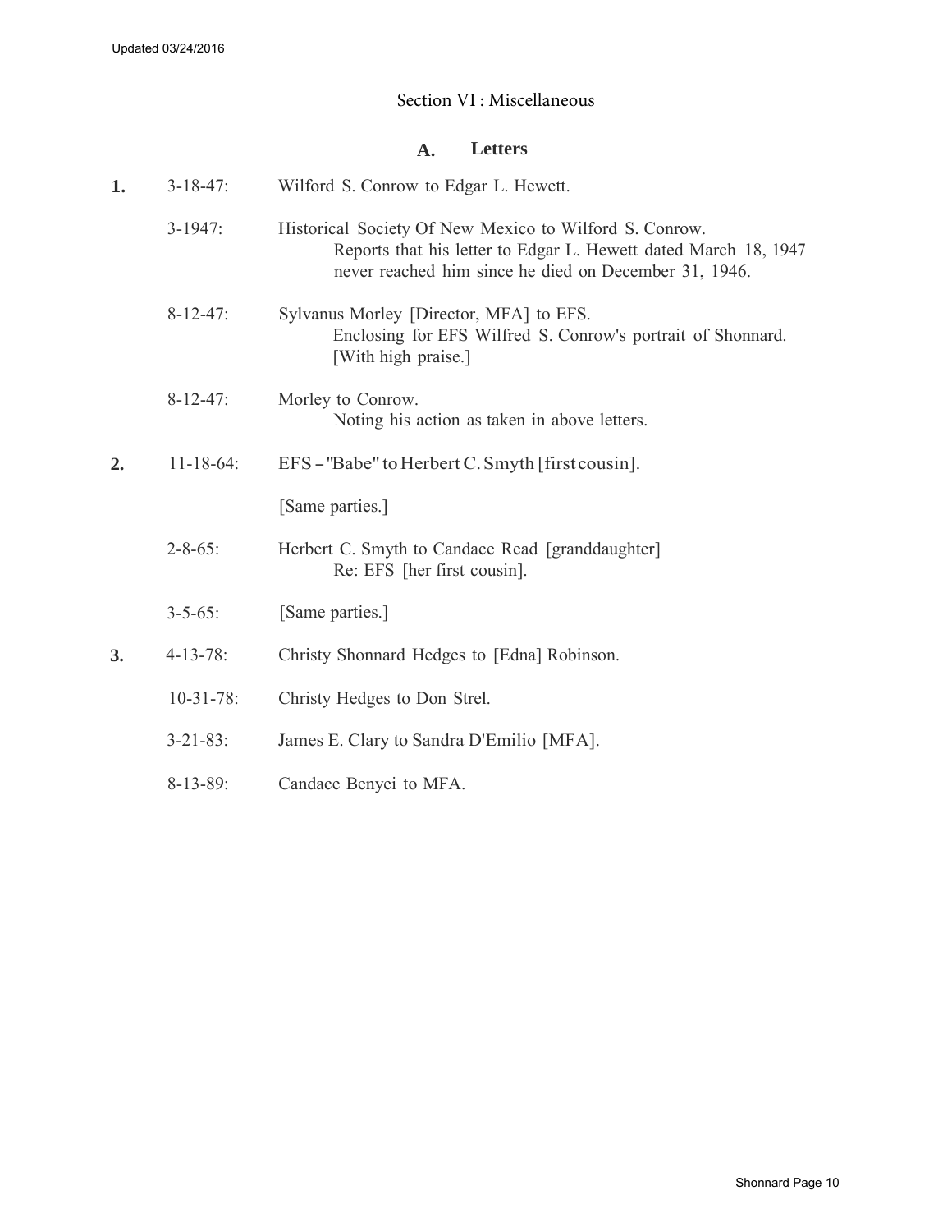Updated 03/24/2016

## Section VI : Miscellaneous

### A. Letters

**1.** 3-18-47: Wilford S. Conrow to Edgar L. Hewett.

3-1947: Historical Society Of New Mexico to Wilford S. Conrow.
Reports that his letter to Edgar L. Hewett dated March 18, 1947 never reached him since he died on December 31, 1946.

8-12-47: Sylvanus Morley [Director, MFA] to EFS.
Enclosing for EFS Wilfred S. Conrow's portrait of Shonnard. [With high praise.]

8-12-47: Morley to Conrow.
Noting his action as taken in above letters.

**2.** 11-18-64: EFS – "Babe" to Herbert C. Smyth [first cousin].

[Same parties.]

2-8-65: Herbert C. Smyth to Candace Read [granddaughter]
Re: EFS [her first cousin].

3-5-65: [Same parties.]

**3.** 4-13-78: Christy Shonnard Hedges to [Edna] Robinson.

10-31-78: Christy Hedges to Don Strel.

3-21-83: James E. Clary to Sandra D'Emilio [MFA].

8-13-89: Candace Benyei to MFA.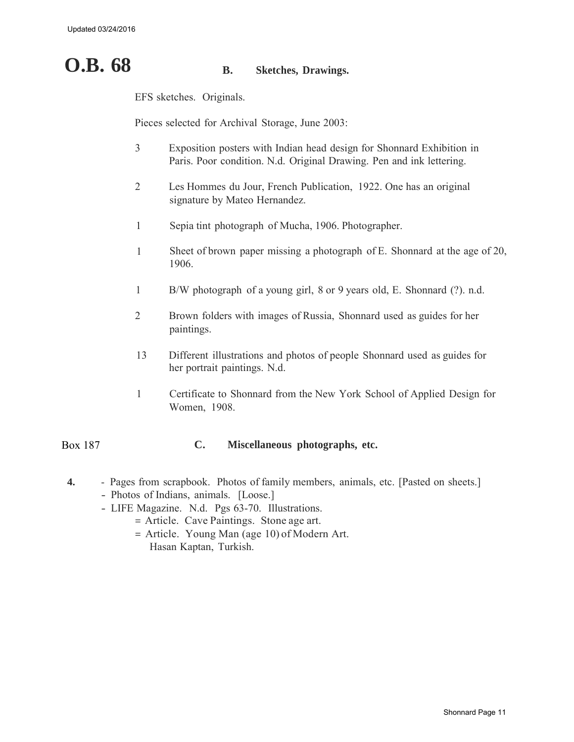# O.B. 68

## B. Sketches, Drawings.

EFS sketches. Originals.

Pieces selected for Archival Storage, June 2003:

| | |
|---|---|
| 3 | Exposition posters with Indian head design for Shonnard Exhibition in Paris. Poor condition. N.d. Original Drawing. Pen and ink lettering. |
| 2 | Les Hommes du Jour, French Publication, 1922. One has an original signature by Mateo Hernandez. |
| 1 | Sepia tint photograph of Mucha, 1906. Photographer. |
| 1 | Sheet of brown paper missing a photograph of E. Shonnard at the age of 20, 1906. |
| 1 | B/W photograph of a young girl, 8 or 9 years old, E. Shonnard (?). n.d. |
| 2 | Brown folders with images of Russia, Shonnard used as guides for her paintings. |
| 13 | Different illustrations and photos of people Shonnard used as guides for her portrait paintings. N.d. |
| 1 | Certificate to Shonnard from the New York School of Applied Design for Women, 1908. |

Box 187

## C. Miscellaneous photographs, etc.

**4.**
- Pages from scrapbook. Photos of family members, animals, etc. [Pasted on sheets.]
- Photos of Indians, animals. [Loose.]
- LIFE Magazine. N.d. Pgs 63-70. Illustrations.
  - = Article. Cave Paintings. Stone age art.
  - = Article. Young Man (age 10) of Modern Art. Hasan Kaptan, Turkish.